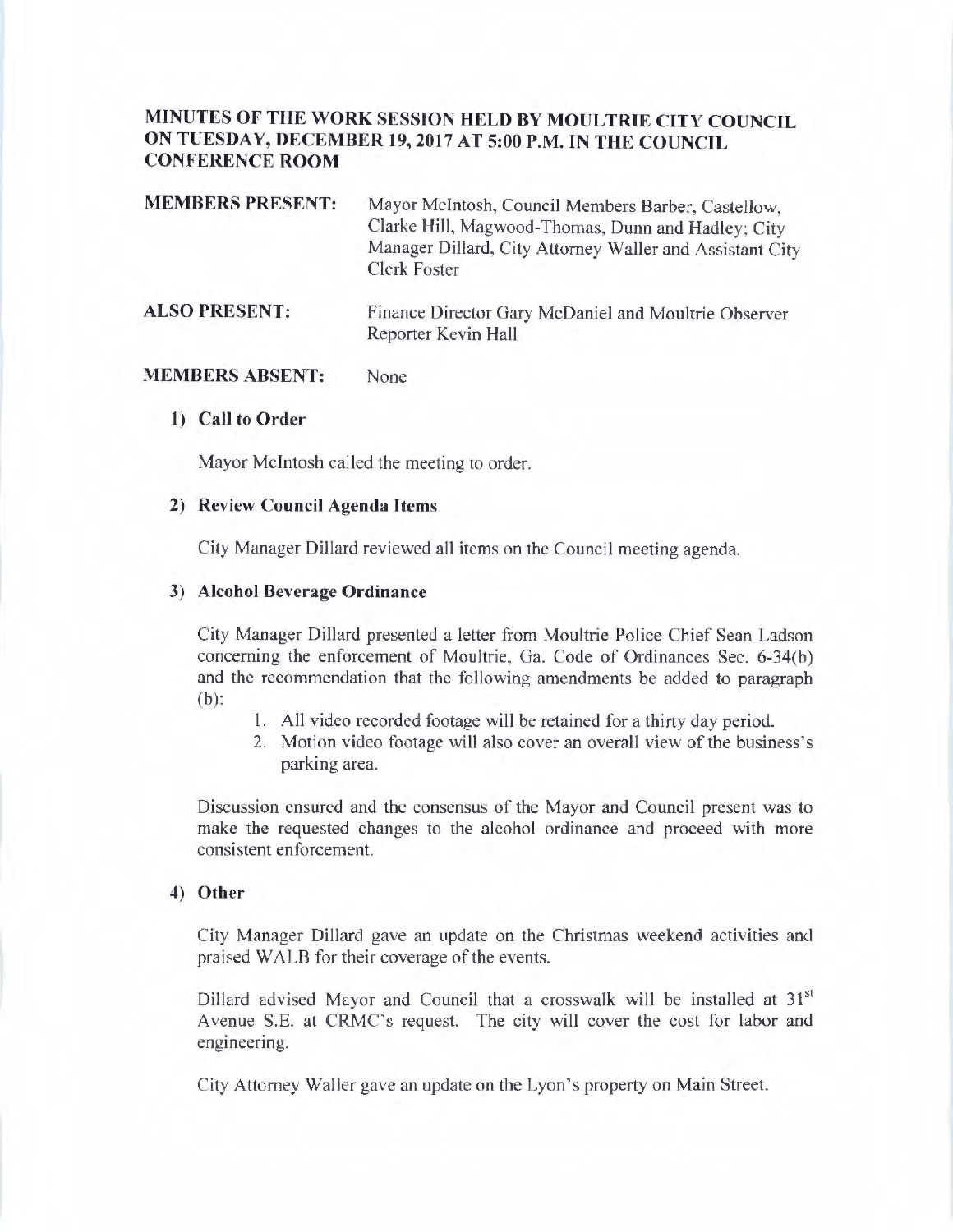# MINUTES OF THE WORK SESSION HELD BY MOULTRIE CITY COUNCIL ON TUESDAY, DECEMBER 19, 2017 AT 5:00 P.M. IN THE COUNCIL CONFERENCE ROOM

| | |
|---|---|
| **MEMBERS PRESENT:** | Mayor McIntosh, Council Members Barber, Castellow, Clarke Hill, Magwood-Thomas, Dunn and Hadley; City Manager Dillard, City Attorney Waller and Assistant City Clerk Foster |
| **ALSO PRESENT:** | Finance Director Gary McDaniel and Moultrie Observer Reporter Kevin Hall |
| **MEMBERS ABSENT:** | None |

**1) Call to Order**

Mayor McIntosh called the meeting to order.

**2) Review Council Agenda Items**

City Manager Dillard reviewed all items on the Council meeting agenda.

**3) Alcohol Beverage Ordinance**

City Manager Dillard presented a letter from Moultrie Police Chief Sean Ladson concerning the enforcement of Moultrie, Ga. Code of Ordinances Sec. 6-34(b) and the recommendation that the following amendments be added to paragraph (b):

1. All video recorded footage will be retained for a thirty day period.
2. Motion video footage will also cover an overall view of the business's parking area.

Discussion ensured and the consensus of the Mayor and Council present was to make the requested changes to the alcohol ordinance and proceed with more consistent enforcement.

**4) Other**

City Manager Dillard gave an update on the Christmas weekend activities and praised WALB for their coverage of the events.

Dillard advised Mayor and Council that a crosswalk will be installed at 31st Avenue S.E. at CRMC's request. The city will cover the cost for labor and engineering.

City Attorney Waller gave an update on the Lyon's property on Main Street.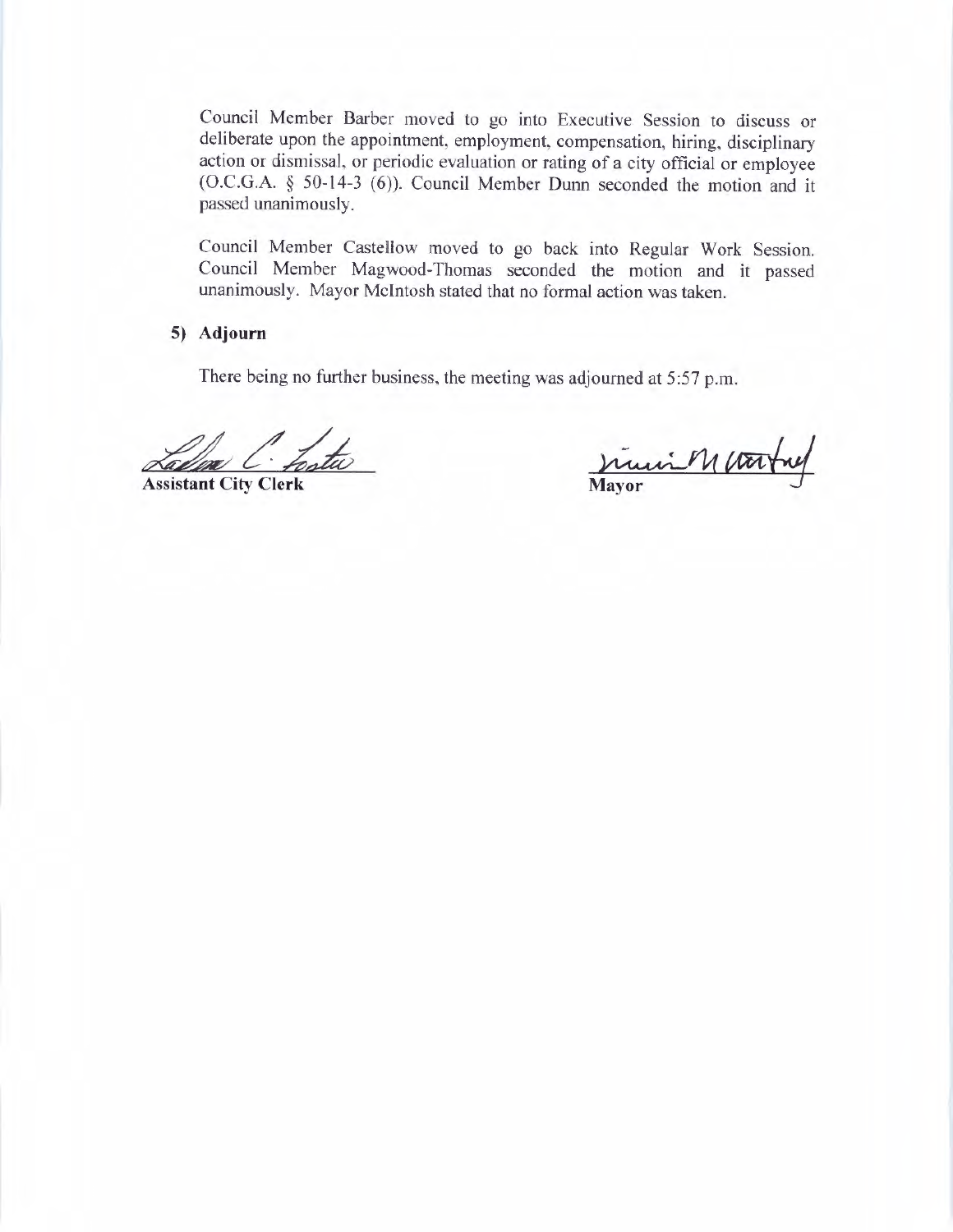Council Member Barber moved to go into Executive Session to discuss or deliberate upon the appointment, employment, compensation, hiring, disciplinary action or dismissal, or periodic evaluation or rating of a city official or employee (O.C.G.A. § 50-14-3 (6)). Council Member Dunn seconded the motion and it passed unanimously.

Council Member Castellow moved to go back into Regular Work Session. Council Member Magwood-Thomas seconded the motion and it passed unanimously. Mayor McIntosh stated that no formal action was taken.

**5) Adjourn**

There being no further business, the meeting was adjourned at 5:57 p.m.

**Assistant City Clerk**

**Mayor**